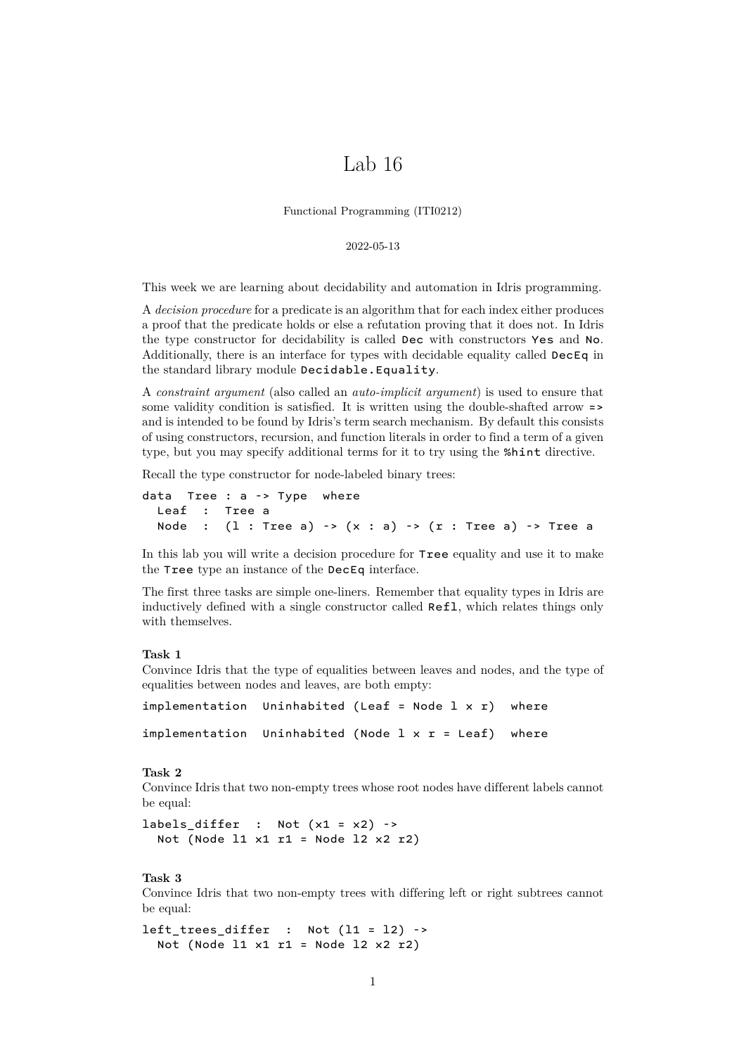# Lab 16

Functional Programming (ITI0212)

2022-05-13

This week we are learning about decidability and automation in Idris programming.

A *decision procedure* for a predicate is an algorithm that for each index either produces a proof that the predicate holds or else a refutation proving that it does not. In Idris the type constructor for decidability is called `Dec` with constructors `Yes` and `No`. Additionally, there is an interface for types with decidable equality called `DecEq` in the standard library module `Decidable.Equality`.

A *constraint argument* (also called an *auto-implicit argument*) is used to ensure that some validity condition is satisfied. It is written using the double-shafted arrow `=>` and is intended to be found by Idris's term search mechanism. By default this consists of using constructors, recursion, and function literals in order to find a term of a given type, but you may specify additional terms for it to try using the `%hint` directive.

Recall the type constructor for node-labeled binary trees:

```
data  Tree : a -> Type  where
  Leaf  :  Tree a
  Node  :  (l : Tree a) -> (x : a) -> (r : Tree a) -> Tree a
```

In this lab you will write a decision procedure for `Tree` equality and use it to make the `Tree` type an instance of the `DecEq` interface.

The first three tasks are simple one-liners. Remember that equality types in Idris are inductively defined with a single constructor called `Refl`, which relates things only with themselves.

**Task 1**
Convince Idris that the type of equalities between leaves and nodes, and the type of equalities between nodes and leaves, are both empty:

```
implementation  Uninhabited (Leaf = Node l x r)  where

implementation  Uninhabited (Node l x r = Leaf)  where
```

**Task 2**
Convince Idris that two non-empty trees whose root nodes have different labels cannot be equal:

```
labels_differ  :  Not (x1 = x2) ->
  Not (Node l1 x1 r1 = Node l2 x2 r2)
```

**Task 3**
Convince Idris that two non-empty trees with differing left or right subtrees cannot be equal:

```
left_trees_differ  :  Not (l1 = l2) ->
  Not (Node l1 x1 r1 = Node l2 x2 r2)
```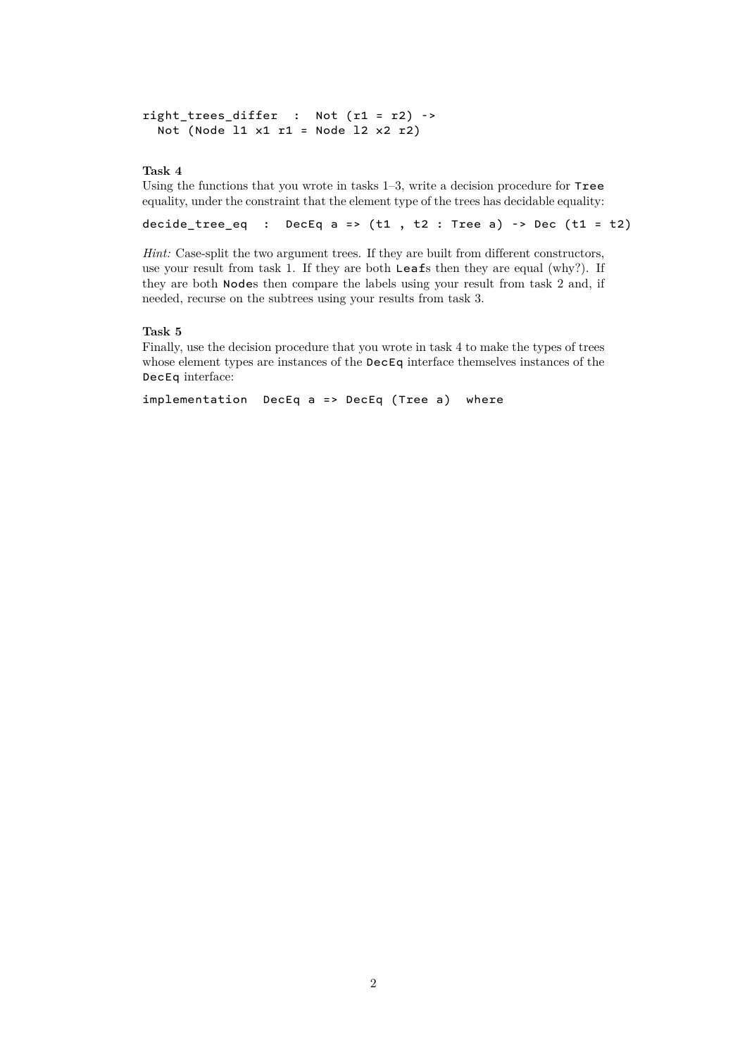```
right_trees_differ  :  Not (r1 = r2) ->
  Not (Node l1 x1 r1 = Node l2 x2 r2)
```

**Task 4**
Using the functions that you wrote in tasks 1–3, write a decision procedure for `Tree` equality, under the constraint that the element type of the trees has decidable equality:

```
decide_tree_eq  :  DecEq a => (t1 , t2 : Tree a) -> Dec (t1 = t2)
```

*Hint:* Case-split the two argument trees. If they are built from different constructors, use your result from task 1. If they are both `Leaf`s then they are equal (why?). If they are both `Node`s then compare the labels using your result from task 2 and, if needed, recurse on the subtrees using your results from task 3.

**Task 5**
Finally, use the decision procedure that you wrote in task 4 to make the types of trees whose element types are instances of the `DecEq` interface themselves instances of the `DecEq` interface:

```
implementation  DecEq a => DecEq (Tree a)  where
```